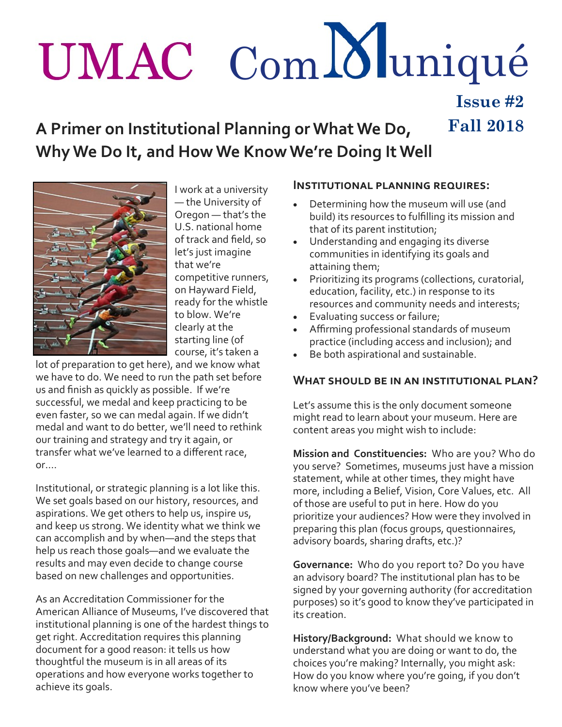# UMAC ComMuniqué

**Issue #2**
**Fall 2018**

## A Primer on Institutional Planning or What We Do, Why We Do It, and How We Know We're Doing It Well

I work at a university — the University of Oregon — that's the U.S. national home of track and field, so let's just imagine that we're competitive runners, on Hayward Field, ready for the whistle to blow. We're clearly at the starting line (of course, it's taken a lot of preparation to get here), and we know what we have to do. We need to run the path set before us and finish as quickly as possible. If we're successful, we medal and keep practicing to be even faster, so we can medal again. If we didn't medal and want to do better, we'll need to rethink our training and strategy and try it again, or transfer what we've learned to a different race, or....

Institutional, or strategic planning is a lot like this. We set goals based on our history, resources, and aspirations. We get others to help us, inspire us, and keep us strong. We identity what we think we can accomplish and by when—and the steps that help us reach those goals—and we evaluate the results and may even decide to change course based on new challenges and opportunities.

As an Accreditation Commissioner for the American Alliance of Museums, I've discovered that institutional planning is one of the hardest things to get right. Accreditation requires this planning document for a good reason: it tells us how thoughtful the museum is in all areas of its operations and how everyone works together to achieve its goals.

### Institutional planning requires:

- Determining how the museum will use (and build) its resources to fulfilling its mission and that of its parent institution;
- Understanding and engaging its diverse communities in identifying its goals and attaining them;
- Prioritizing its programs (collections, curatorial, education, facility, etc.) in response to its resources and community needs and interests;
- Evaluating success or failure;
- Affirming professional standards of museum practice (including access and inclusion); and
- Be both aspirational and sustainable.

### What should be in an institutional plan?

Let's assume this is the only document someone might read to learn about your museum. Here are content areas you might wish to include:

**Mission and Constituencies:** Who are you? Who do you serve? Sometimes, museums just have a mission statement, while at other times, they might have more, including a Belief, Vision, Core Values, etc. All of those are useful to put in here. How do you prioritize your audiences? How were they involved in preparing this plan (focus groups, questionnaires, advisory boards, sharing drafts, etc.)?

**Governance:** Who do you report to? Do you have an advisory board? The institutional plan has to be signed by your governing authority (for accreditation purposes) so it's good to know they've participated in its creation.

**History/Background:** What should we know to understand what you are doing or want to do, the choices you're making? Internally, you might ask: How do you know where you're going, if you don't know where you've been?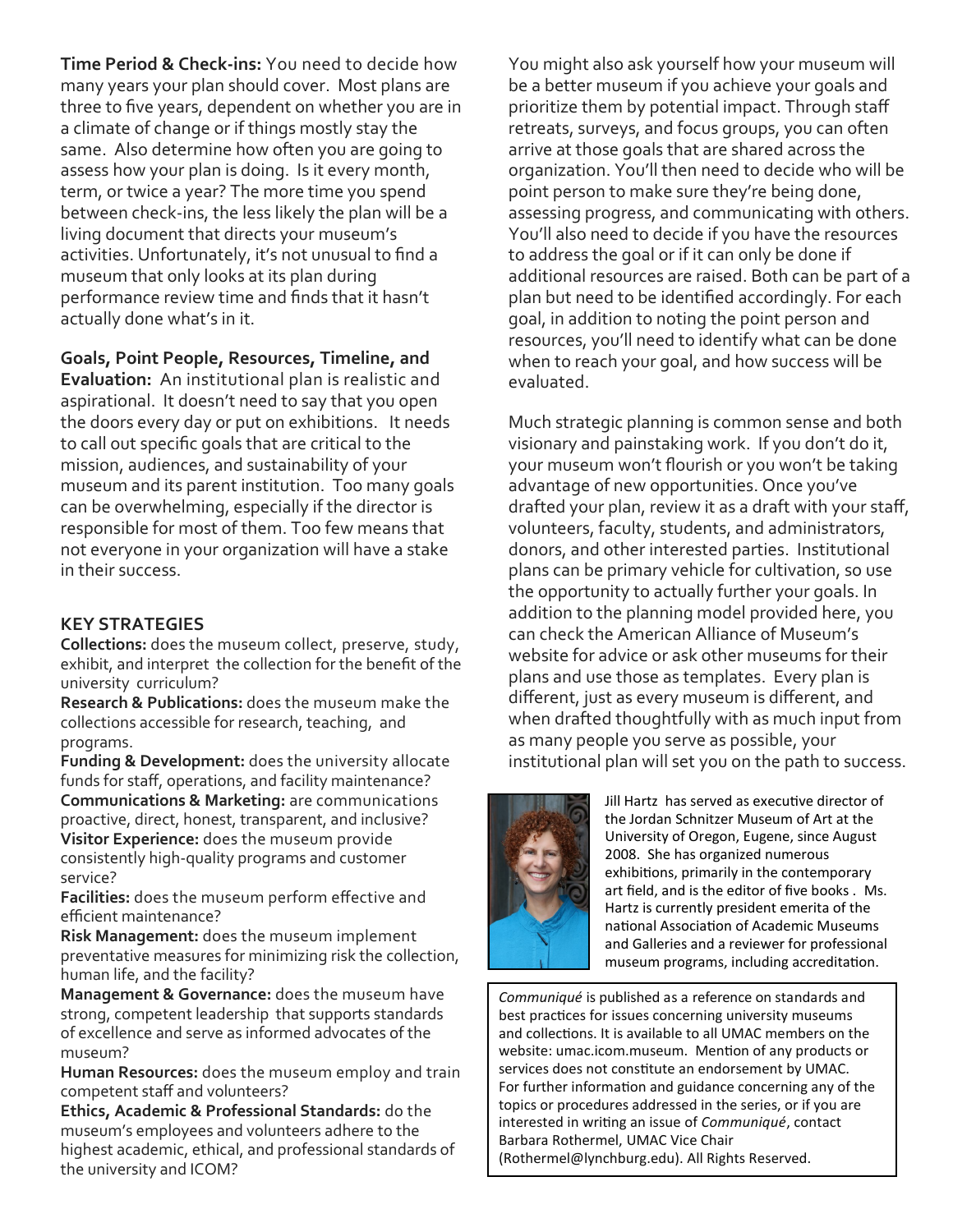**Time Period & Check-ins:** You need to decide how many years your plan should cover. Most plans are three to five years, dependent on whether you are in a climate of change or if things mostly stay the same. Also determine how often you are going to assess how your plan is doing. Is it every month, term, or twice a year? The more time you spend between check-ins, the less likely the plan will be a living document that directs your museum's activities. Unfortunately, it's not unusual to find a museum that only looks at its plan during performance review time and finds that it hasn't actually done what's in it.

**Goals, Point People, Resources, Timeline, and Evaluation:** An institutional plan is realistic and aspirational. It doesn't need to say that you open the doors every day or put on exhibitions. It needs to call out specific goals that are critical to the mission, audiences, and sustainability of your museum and its parent institution. Too many goals can be overwhelming, especially if the director is responsible for most of them. Too few means that not everyone in your organization will have a stake in their success.

### KEY STRATEGIES

**Collections:** does the museum collect, preserve, study, exhibit, and interpret the collection for the benefit of the university curriculum?

**Research & Publications:** does the museum make the collections accessible for research, teaching, and programs.

**Funding & Development:** does the university allocate funds for staff, operations, and facility maintenance?

**Communications & Marketing:** are communications proactive, direct, honest, transparent, and inclusive?

**Visitor Experience:** does the museum provide consistently high-quality programs and customer service?

**Facilities:** does the museum perform effective and efficient maintenance?

**Risk Management:** does the museum implement preventative measures for minimizing risk the collection, human life, and the facility?

**Management & Governance:** does the museum have strong, competent leadership that supports standards of excellence and serve as informed advocates of the museum?

**Human Resources:** does the museum employ and train competent staff and volunteers?

**Ethics, Academic & Professional Standards:** do the museum's employees and volunteers adhere to the highest academic, ethical, and professional standards of the university and ICOM?

You might also ask yourself how your museum will be a better museum if you achieve your goals and prioritize them by potential impact. Through staff retreats, surveys, and focus groups, you can often arrive at those goals that are shared across the organization. You'll then need to decide who will be point person to make sure they're being done, assessing progress, and communicating with others. You'll also need to decide if you have the resources to address the goal or if it can only be done if additional resources are raised. Both can be part of a plan but need to be identified accordingly. For each goal, in addition to noting the point person and resources, you'll need to identify what can be done when to reach your goal, and how success will be evaluated.

Much strategic planning is common sense and both visionary and painstaking work. If you don't do it, your museum won't flourish or you won't be taking advantage of new opportunities. Once you've drafted your plan, review it as a draft with your staff, volunteers, faculty, students, and administrators, donors, and other interested parties. Institutional plans can be primary vehicle for cultivation, so use the opportunity to actually further your goals. In addition to the planning model provided here, you can check the American Alliance of Museum's website for advice or ask other museums for their plans and use those as templates. Every plan is different, just as every museum is different, and when drafted thoughtfully with as much input from as many people you serve as possible, your institutional plan will set you on the path to success.

Jill Hartz has served as executive director of the Jordan Schnitzer Museum of Art at the University of Oregon, Eugene, since August 2008. She has organized numerous exhibitions, primarily in the contemporary art field, and is the editor of five books . Ms. Hartz is currently president emerita of the national Association of Academic Museums and Galleries and a reviewer for professional museum programs, including accreditation.

*Communiqué* is published as a reference on standards and best practices for issues concerning university museums and collections. It is available to all UMAC members on the website: umac.icom.museum. Mention of any products or services does not constitute an endorsement by UMAC. For further information and guidance concerning any of the topics or procedures addressed in the series, or if you are interested in writing an issue of *Communiqué*, contact Barbara Rothermel, UMAC Vice Chair (Rothermel@lynchburg.edu). All Rights Reserved.